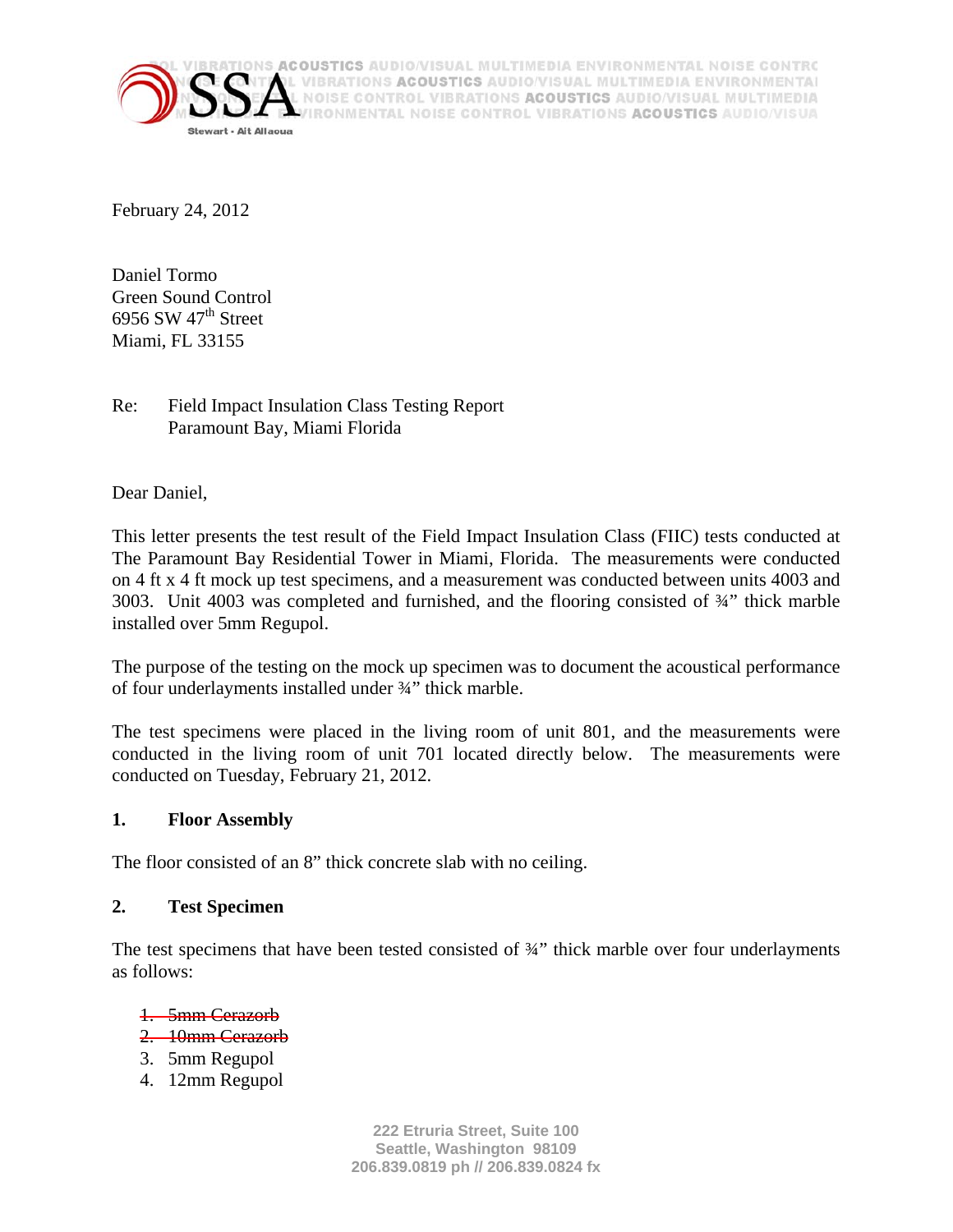February 24, 2012

Daniel Tormo
Green Sound Control
6956 SW 47th Street
Miami, FL 33155

Re: Field Impact Insulation Class Testing Report
Paramount Bay, Miami Florida

Dear Daniel,

This letter presents the test result of the Field Impact Insulation Class (FIIC) tests conducted at The Paramount Bay Residential Tower in Miami, Florida. The measurements were conducted on 4 ft x 4 ft mock up test specimens, and a measurement was conducted between units 4003 and 3003. Unit 4003 was completed and furnished, and the flooring consisted of ¾" thick marble installed over 5mm Regupol.

The purpose of the testing on the mock up specimen was to document the acoustical performance of four underlayments installed under ¾" thick marble.

The test specimens were placed in the living room of unit 801, and the measurements were conducted in the living room of unit 701 located directly below. The measurements were conducted on Tuesday, February 21, 2012.

## 1. Floor Assembly

The floor consisted of an 8" thick concrete slab with no ceiling.

## 2. Test Specimen

The test specimens that have been tested consisted of ¾" thick marble over four underlayments as follows:

1. ~~5mm Cerazorb~~
2. ~~10mm Cerazorb~~
3. 5mm Regupol
4. 12mm Regupol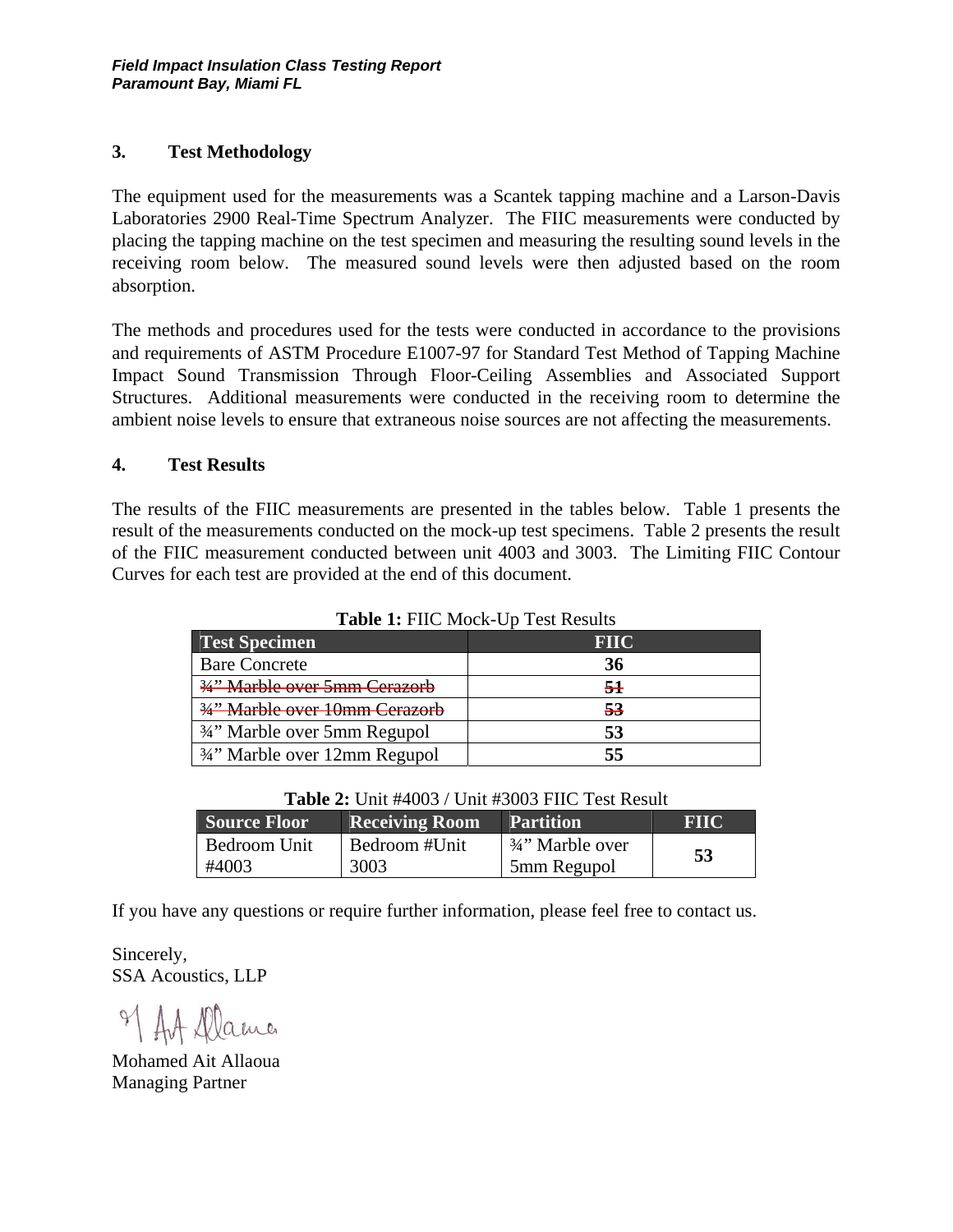## 3. Test Methodology

The equipment used for the measurements was a Scantek tapping machine and a Larson-Davis Laboratories 2900 Real-Time Spectrum Analyzer. The FIIC measurements were conducted by placing the tapping machine on the test specimen and measuring the resulting sound levels in the receiving room below. The measured sound levels were then adjusted based on the room absorption.

The methods and procedures used for the tests were conducted in accordance to the provisions and requirements of ASTM Procedure E1007-97 for Standard Test Method of Tapping Machine Impact Sound Transmission Through Floor-Ceiling Assemblies and Associated Support Structures. Additional measurements were conducted in the receiving room to determine the ambient noise levels to ensure that extraneous noise sources are not affecting the measurements.

## 4. Test Results

The results of the FIIC measurements are presented in the tables below. Table 1 presents the result of the measurements conducted on the mock-up test specimens. Table 2 presents the result of the FIIC measurement conducted between unit 4003 and 3003. The Limiting FIIC Contour Curves for each test are provided at the end of this document.

**Table 1:** FIIC Mock-Up Test Results

| Test Specimen | FIIC |
|---|---|
| Bare Concrete | **36** |
| ~~¾" Marble over 5mm Cerazorb~~ | ~~**51**~~ |
| ~~¾" Marble over 10mm Cerazorb~~ | ~~**53**~~ |
| ¾" Marble over 5mm Regupol | **53** |
| ¾" Marble over 12mm Regupol | **55** |

**Table 2:** Unit #4003 / Unit #3003 FIIC Test Result

| Source Floor | Receiving Room | Partition | FIIC |
|---|---|---|---|
| Bedroom Unit #4003 | Bedroom #Unit 3003 | ¾" Marble over 5mm Regupol | **53** |

If you have any questions or require further information, please feel free to contact us.

Sincerely,
SSA Acoustics, LLP

Mohamed Ait Allaoua
Managing Partner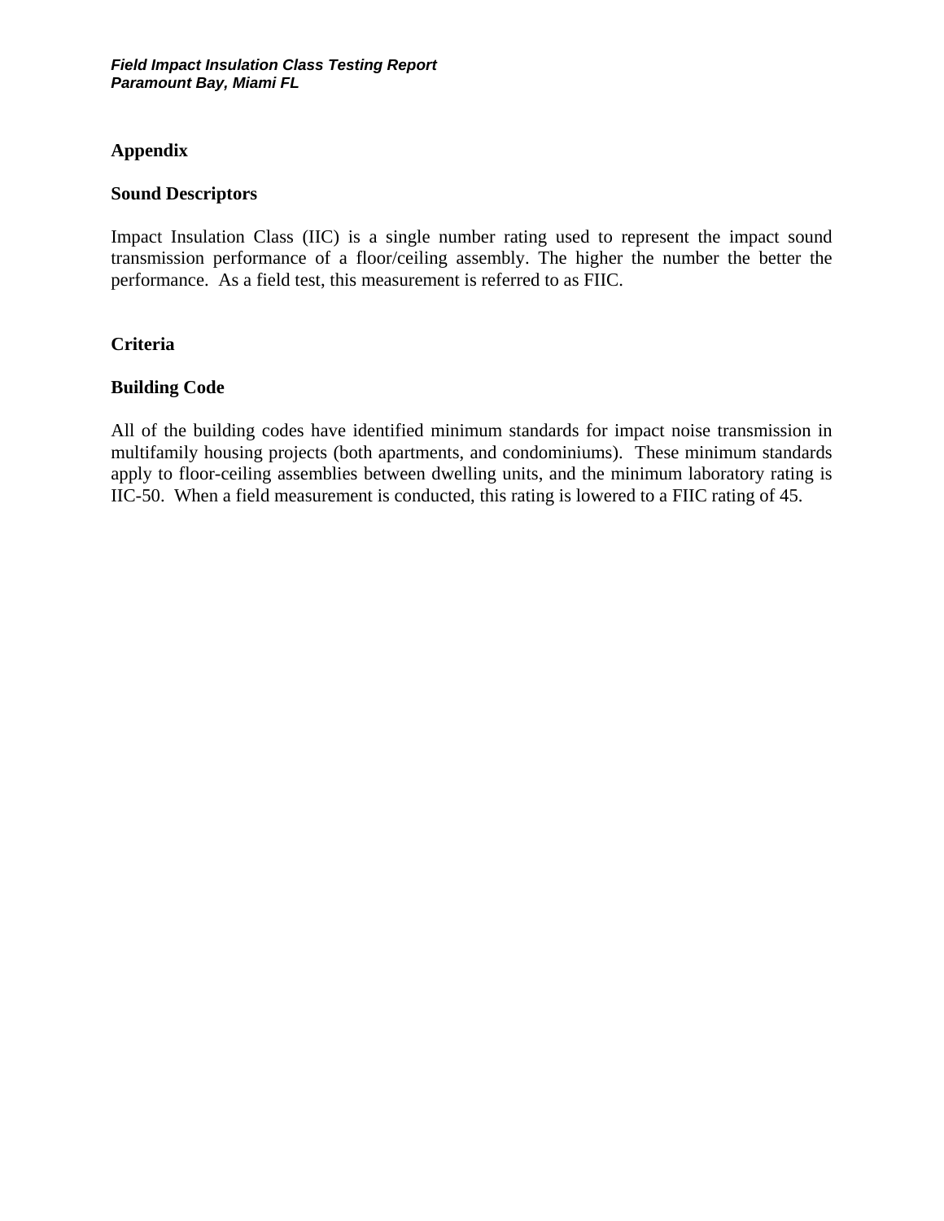## Appendix

### Sound Descriptors

Impact Insulation Class (IIC) is a single number rating used to represent the impact sound transmission performance of a floor/ceiling assembly. The higher the number the better the performance. As a field test, this measurement is referred to as FIIC.

## Criteria

### Building Code

All of the building codes have identified minimum standards for impact noise transmission in multifamily housing projects (both apartments, and condominiums). These minimum standards apply to floor-ceiling assemblies between dwelling units, and the minimum laboratory rating is IIC-50. When a field measurement is conducted, this rating is lowered to a FIIC rating of 45.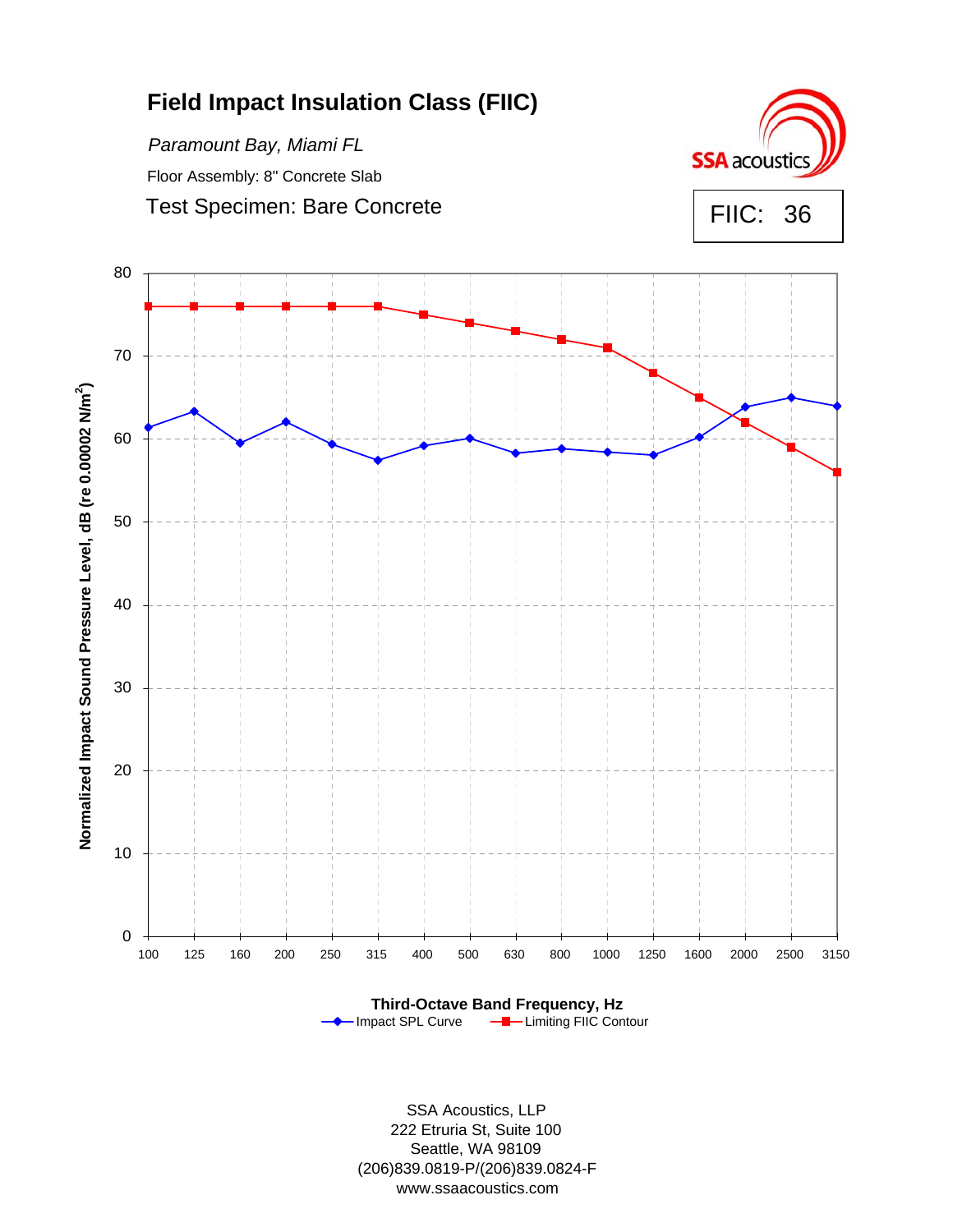# Field Impact Insulation Class (FIIC)

*Paramount Bay, Miami FL*

Floor Assembly: 8" Concrete Slab

Test Specimen: Bare Concrete

FIIC: 36

Normalized Impact Sound Pressure Level, dB (re 0.00002 N/m$^2$)

Third-Octave Band Frequency, Hz

Impact SPL Curve — Limiting FIIC Contour

SSA Acoustics, LLP
222 Etruria St, Suite 100
Seattle, WA 98109
(206)839.0819-P/(206)839.0824-F
www.ssaacoustics.com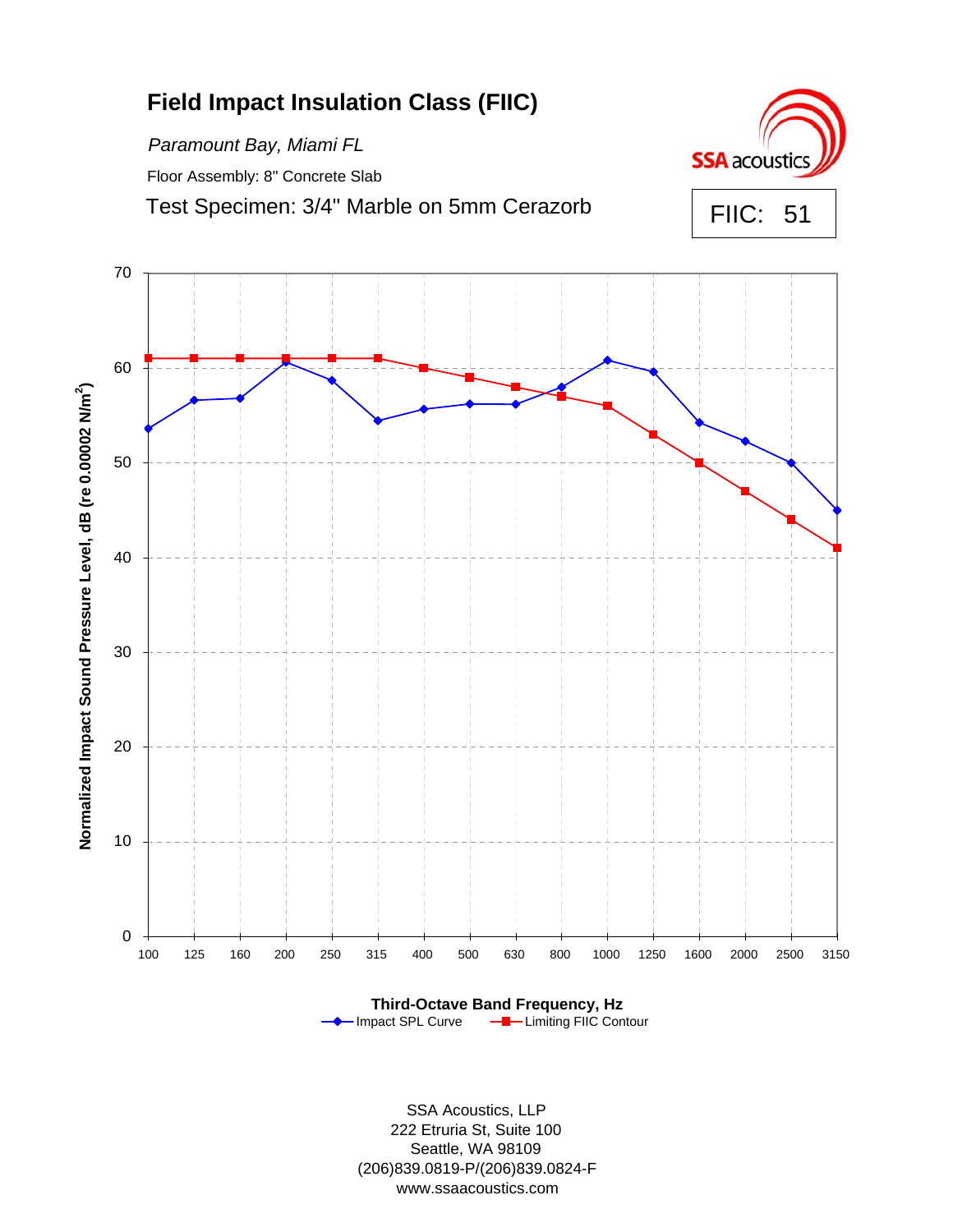# Field Impact Insulation Class (FIIC)

*Paramount Bay, Miami FL*

Floor Assembly: 8" Concrete Slab

Test Specimen: 3/4" Marble on 5mm Cerazorb

**SSA acoustics**

FIIC: 51

Normalized Impact Sound Pressure Level, dB (re 0.00002 N/m$^2$)

Third-Octave Band Frequency, Hz

Impact SPL Curve — Limiting FIIC Contour

SSA Acoustics, LLP
222 Etruria St, Suite 100
Seattle, WA 98109
(206)839.0819-P/(206)839.0824-F
www.ssaacoustics.com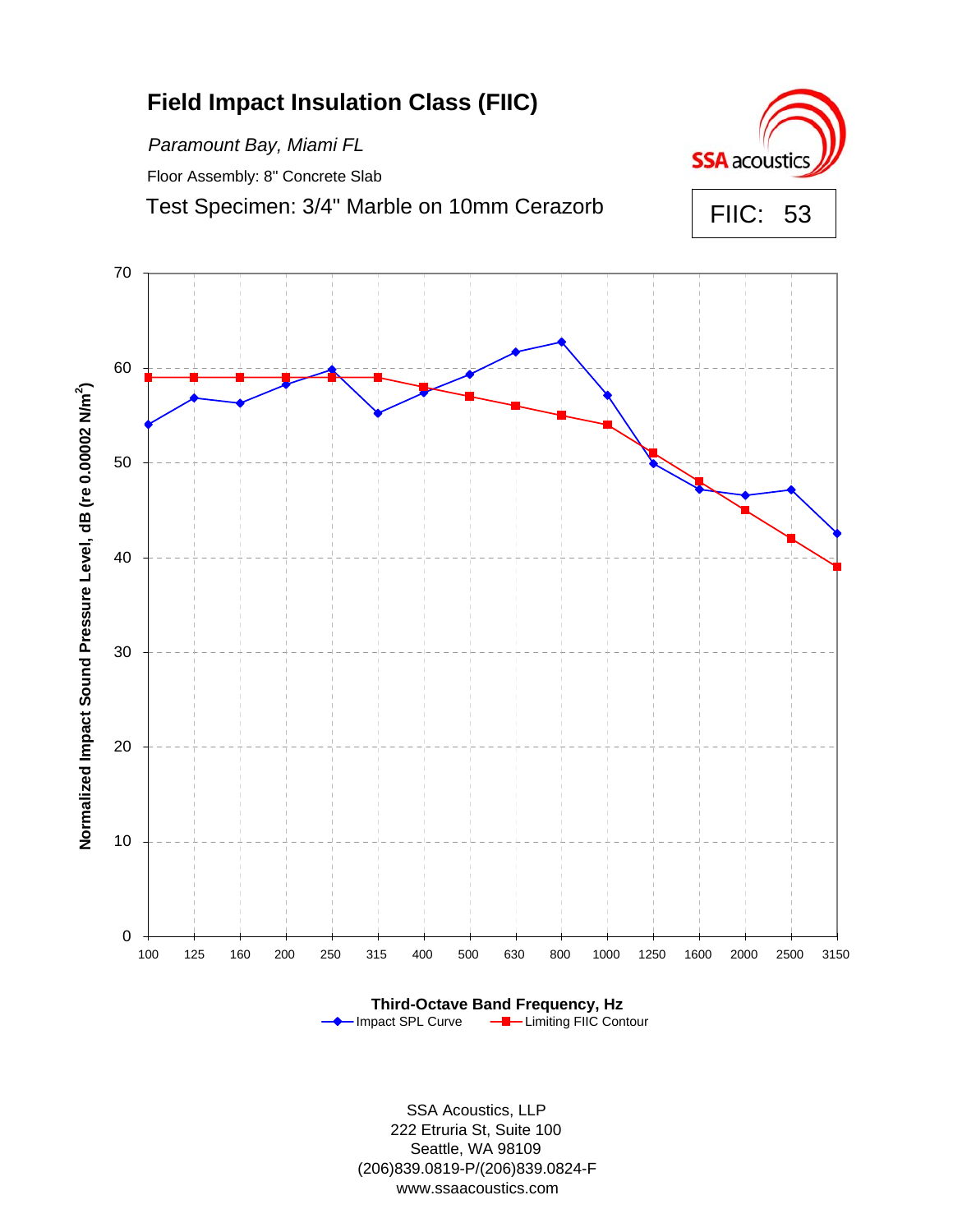# Field Impact Insulation Class (FIIC)

*Paramount Bay, Miami FL*

Floor Assembly: 8" Concrete Slab

Test Specimen: 3/4" Marble on 10mm Cerazorb

SSA acoustics

FIIC: 53

Normalized Impact Sound Pressure Level, dB (re 0.00002 N/m$^2$)

Third-Octave Band Frequency, Hz

Impact SPL Curve — Limiting FIIC Contour

SSA Acoustics, LLP
222 Etruria St, Suite 100
Seattle, WA 98109
(206)839.0819-P/(206)839.0824-F
www.ssaacoustics.com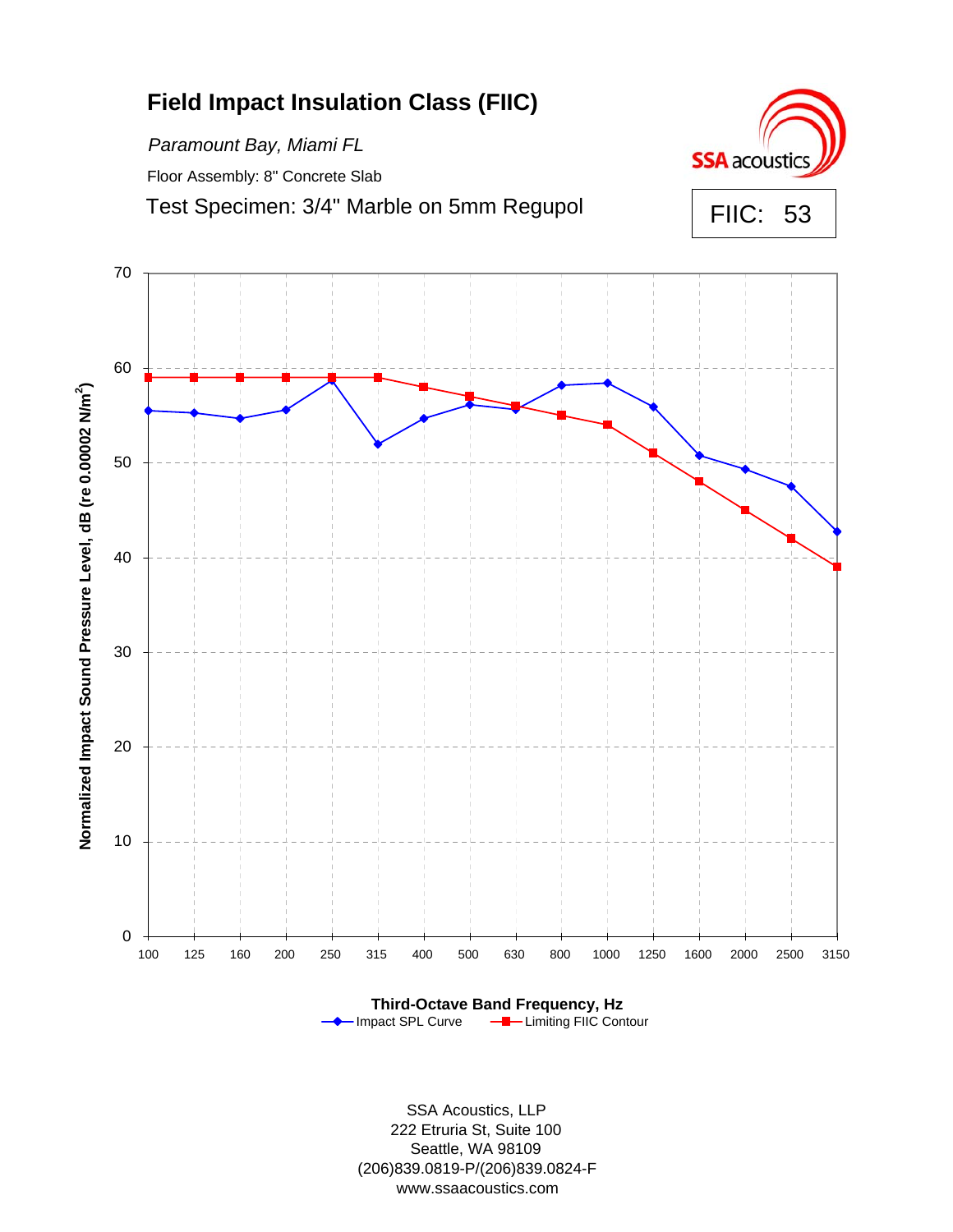# Field Impact Insulation Class (FIIC)

*Paramount Bay, Miami FL*

Floor Assembly: 8" Concrete Slab

Test Specimen: 3/4" Marble on 5mm Regupol

SSA acoustics

FIIC: 53

Normalized Impact Sound Pressure Level, dB (re 0.00002 N/m²)

Third-Octave Band Frequency, Hz

Impact SPL Curve — Limiting FIIC Contour

SSA Acoustics, LLP
222 Etruria St, Suite 100
Seattle, WA 98109
(206)839.0819-P/(206)839.0824-F
www.ssaacoustics.com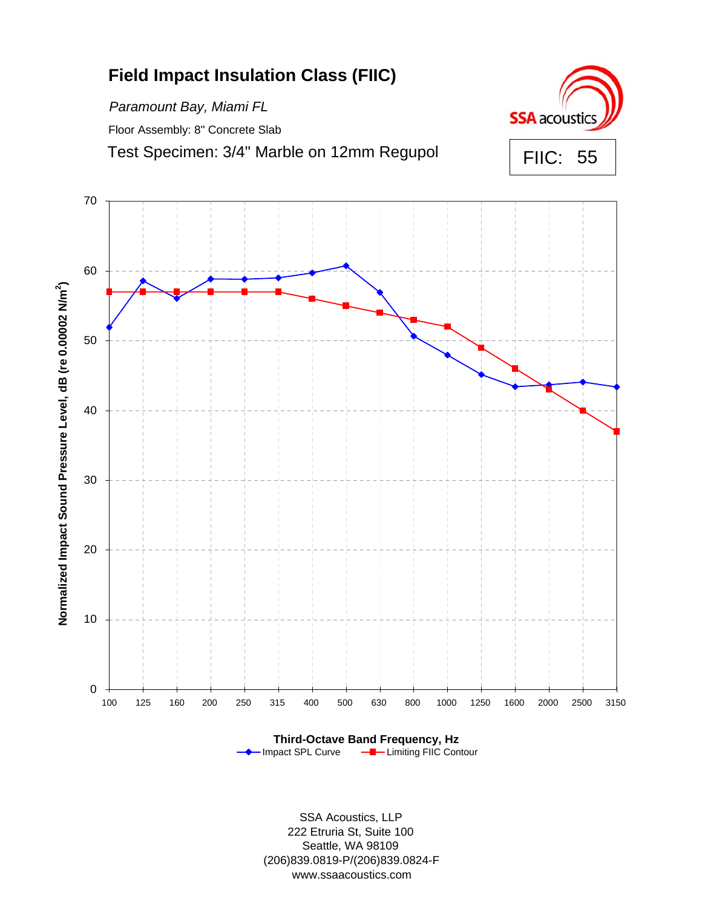# Field Impact Insulation Class (FIIC)

*Paramount Bay, Miami FL*

Floor Assembly: 8" Concrete Slab

Test Specimen: 3/4" Marble on 12mm Regupol

SSA acoustics

FIIC: 55

Normalized Impact Sound Pressure Level, dB (re 0.00002 N/m$^2$)

Third-Octave Band Frequency, Hz

Impact SPL Curve — Limiting FIIC Contour

| Frequency (Hz) | 100 | 125 | 160 | 200 | 250 | 315 | 400 | 500 | 630 | 800 | 1000 | 1250 | 1600 | 2000 | 2500 | 3150 |
|---|---|---|---|---|---|---|---|---|---|---|---|---|---|---|---|---|
| Limiting FIIC Contour | 57 | 57 | 57 | 57 | 57 | 57 | 56 | 55 | 54 | 53 | 52 | 49 | 46 | 43 | 40 | 37 |

SSA Acoustics, LLP
222 Etruria St, Suite 100
Seattle, WA 98109
(206)839.0819-P/(206)839.0824-F
www.ssaacoustics.com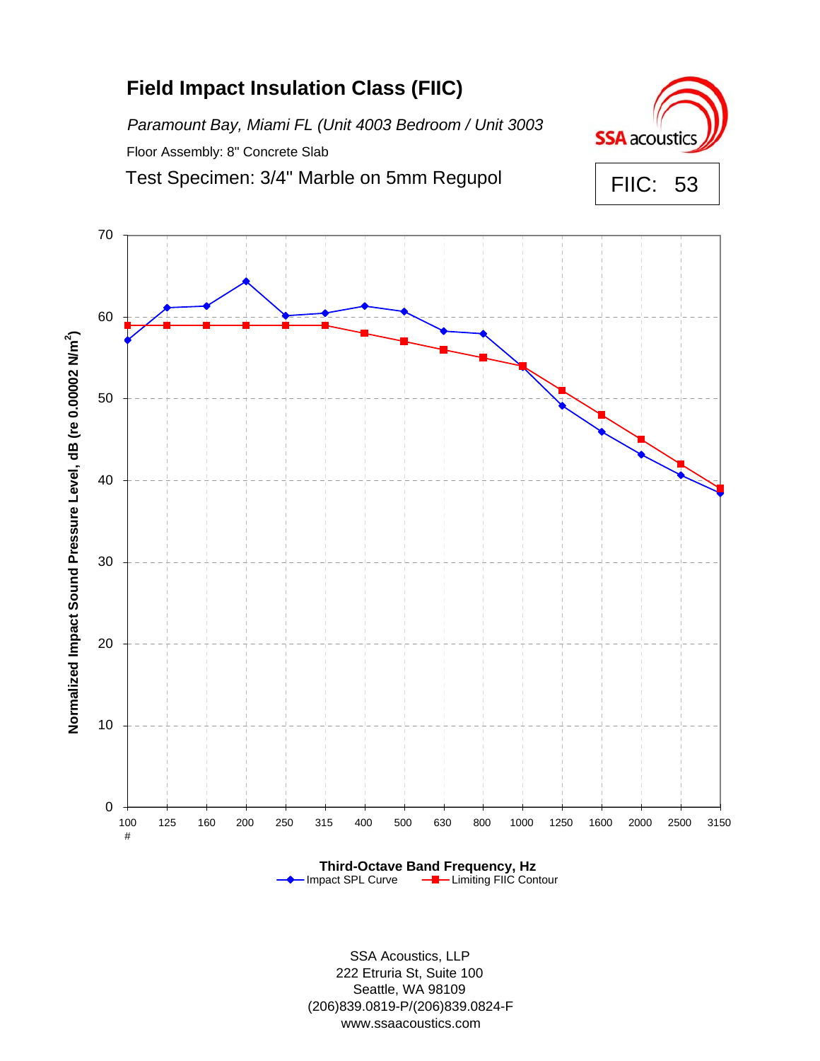# Field Impact Insulation Class (FIIC)

*Paramount Bay, Miami FL (Unit 4003 Bedroom / Unit 3003*

Floor Assembly: 8" Concrete Slab

Test Specimen: 3/4" Marble on 5mm Regupol

SSA acoustics

FIIC: 53

Normalized Impact Sound Pressure Level, dB (re 0.00002 N/m$^2$)

70
60
50
40
30
20
10
0

100
#
125
160
200
250
315
400
500
630
800
1000
1250
1600
2000
2500
3150

**Third-Octave Band Frequency, Hz**

Impact SPL Curve
Limiting FIIC Contour

SSA Acoustics, LLP
222 Etruria St, Suite 100
Seattle, WA 98109
(206)839.0819-P/(206)839.0824-F
www.ssaacoustics.com